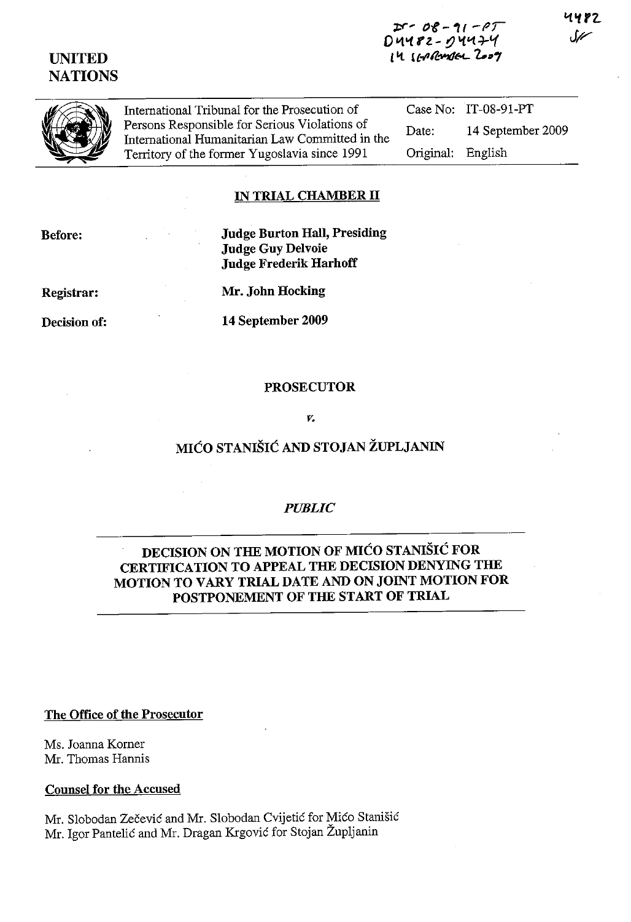IT-08-91-PT
D4482-D4474
14 September 2009

4482
SF

UNITED
NATIONS

International Tribunal for the Prosecution of Persons Responsible for Serious Violations of International Humanitarian Law Committed in the Territory of the former Yugoslavia since 1991

Case No: IT-08-91-PT
Date: 14 September 2009
Original: English

**IN TRIAL CHAMBER II**

**Before:** **Judge Burton Hall, Presiding**
**Judge Guy Delvoie**
**Judge Frederik Harhoff**

**Registrar:** **Mr. John Hocking**

**Decision of:** **14 September 2009**

**PROSECUTOR**

*v.*

**MIĆO STANIŠIĆ AND STOJAN ŽUPLJANIN**

*PUBLIC*

**DECISION ON THE MOTION OF MIĆO STANIŠIĆ FOR CERTIFICATION TO APPEAL THE DECISION DENYING THE MOTION TO VARY TRIAL DATE AND ON JOINT MOTION FOR POSTPONEMENT OF THE START OF TRIAL**

**The Office of the Prosecutor**

Ms. Joanna Korner
Mr. Thomas Hannis

**Counsel for the Accused**

Mr. Slobodan Zečević and Mr. Slobodan Cvijetić for Mićo Stanišić
Mr. Igor Pantelić and Mr. Dragan Krgović for Stojan Župljanin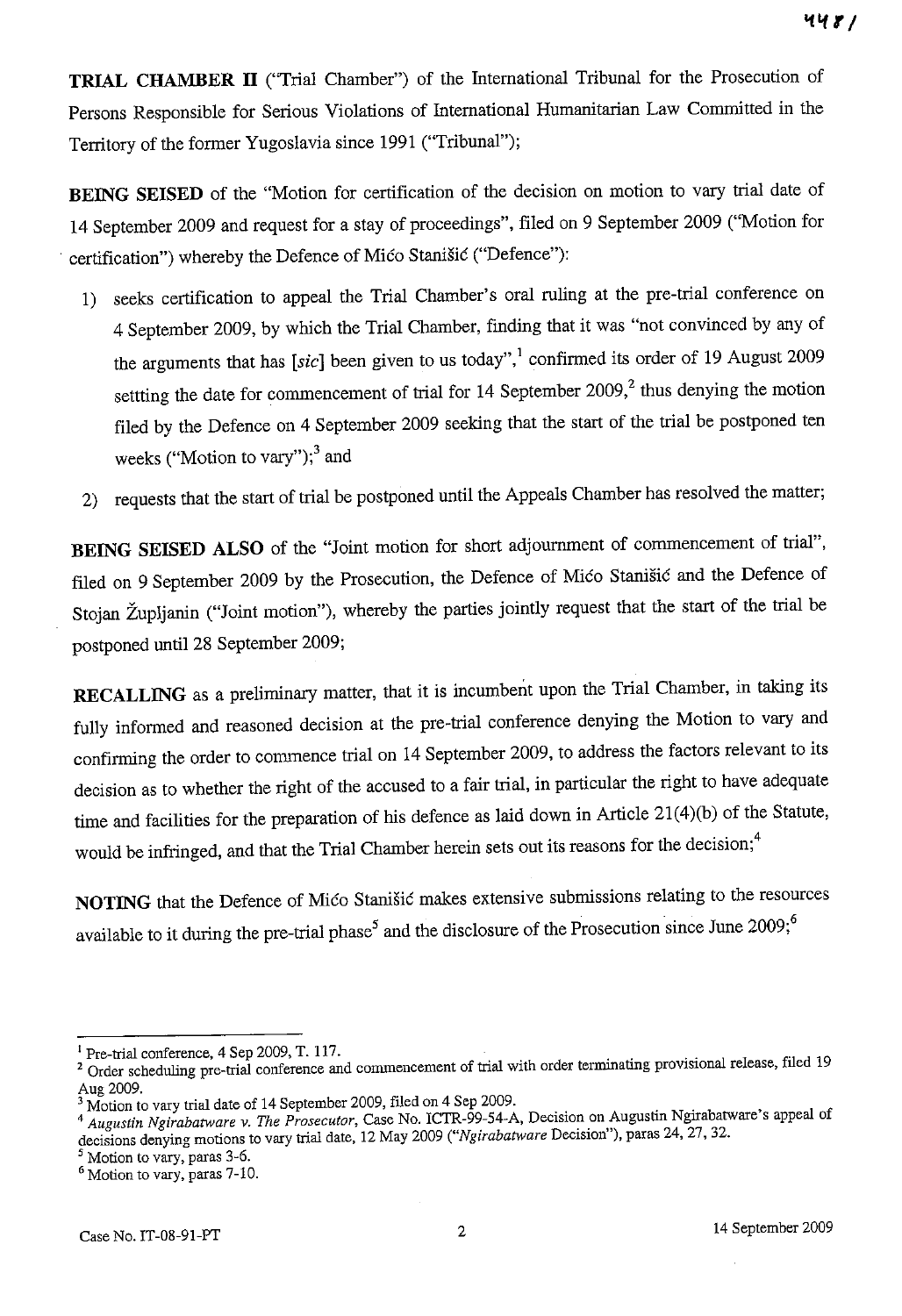**TRIAL CHAMBER II** ("Trial Chamber") of the International Tribunal for the Prosecution of Persons Responsible for Serious Violations of International Humanitarian Law Committed in the Territory of the former Yugoslavia since 1991 ("Tribunal");

**BEING SEISED** of the "Motion for certification of the decision on motion to vary trial date of 14 September 2009 and request for a stay of proceedings", filed on 9 September 2009 ("Motion for certification") whereby the Defence of Mićo Stanišić ("Defence"):

1) seeks certification to appeal the Trial Chamber's oral ruling at the pre-trial conference on 4 September 2009, by which the Trial Chamber, finding that it was "not convinced by any of the arguments that has [*sic*] been given to us today",[1] confirmed its order of 19 August 2009 settting the date for commencement of trial for 14 September 2009,[2] thus denying the motion filed by the Defence on 4 September 2009 seeking that the start of the trial be postponed ten weeks ("Motion to vary");[3] and

2) requests that the start of trial be postponed until the Appeals Chamber has resolved the matter;

**BEING SEISED ALSO** of the "Joint motion for short adjournment of commencement of trial", filed on 9 September 2009 by the Prosecution, the Defence of Mićo Stanišić and the Defence of Stojan Župljanin ("Joint motion"), whereby the parties jointly request that the start of the trial be postponed until 28 September 2009;

**RECALLING** as a preliminary matter, that it is incumbent upon the Trial Chamber, in taking its fully informed and reasoned decision at the pre-trial conference denying the Motion to vary and confirming the order to commence trial on 14 September 2009, to address the factors relevant to its decision as to whether the right of the accused to a fair trial, in particular the right to have adequate time and facilities for the preparation of his defence as laid down in Article 21(4)(b) of the Statute, would be infringed, and that the Trial Chamber herein sets out its reasons for the decision;[4]

**NOTING** that the Defence of Mićo Stanišić makes extensive submissions relating to the resources available to it during the pre-trial phase[5] and the disclosure of the Prosecution since June 2009;[6]

---

[1] Pre-trial conference, 4 Sep 2009, T. 117.

[2] Order scheduling pre-trial conference and commencement of trial with order terminating provisional release, filed 19 Aug 2009.

[3] Motion to vary trial date of 14 September 2009, filed on 4 Sep 2009.

[4] *Augustin Ngirabatware v. The Prosecutor*, Case No. ICTR-99-54-A, Decision on Augustin Ngirabatware's appeal of decisions denying motions to vary trial date, 12 May 2009 ("*Ngirabatware* Decision"), paras 24, 27, 32.

[5] Motion to vary, paras 3-6.

[6] Motion to vary, paras 7-10.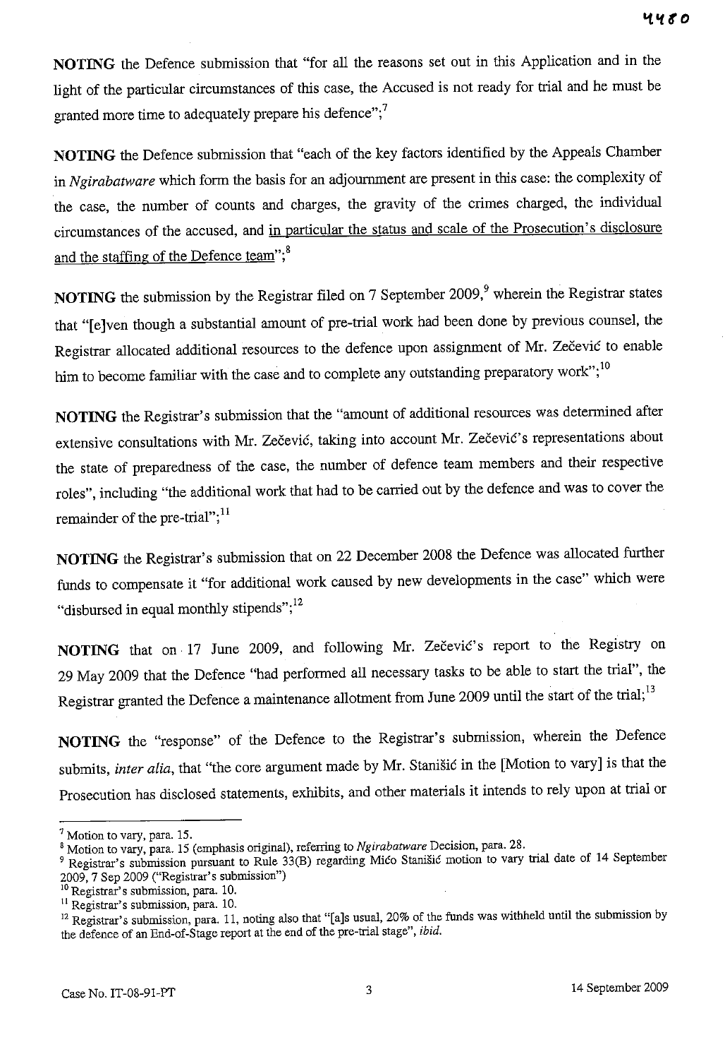**NOTING** the Defence submission that "for all the reasons set out in this Application and in the light of the particular circumstances of this case, the Accused is not ready for trial and he must be granted more time to adequately prepare his defence";[7]

**NOTING** the Defence submission that "each of the key factors identified by the Appeals Chamber in *Ngirabatware* which form the basis for an adjournment are present in this case: the complexity of the case, the number of counts and charges, the gravity of the crimes charged, the individual circumstances of the accused, and <u>in particular the status and scale of the Prosecution's disclosure and the staffing of the Defence team</u>";[8]

**NOTING** the submission by the Registrar filed on 7 September 2009,[9] wherein the Registrar states that "[e]ven though a substantial amount of pre-trial work had been done by previous counsel, the Registrar allocated additional resources to the defence upon assignment of Mr. Zečević to enable him to become familiar with the case and to complete any outstanding preparatory work";[10]

**NOTING** the Registrar's submission that the "amount of additional resources was determined after extensive consultations with Mr. Zečević, taking into account Mr. Zečević's representations about the state of preparedness of the case, the number of defence team members and their respective roles", including "the additional work that had to be carried out by the defence and was to cover the remainder of the pre-trial";[11]

**NOTING** the Registrar's submission that on 22 December 2008 the Defence was allocated further funds to compensate it "for additional work caused by new developments in the case" which were "disbursed in equal monthly stipends";[12]

**NOTING** that on 17 June 2009, and following Mr. Zečević's report to the Registry on 29 May 2009 that the Defence "had performed all necessary tasks to be able to start the trial", the Registrar granted the Defence a maintenance allotment from June 2009 until the start of the trial;[13]

**NOTING** the "response" of the Defence to the Registrar's submission, wherein the Defence submits, *inter alia*, that "the core argument made by Mr. Stanišić in the [Motion to vary] is that the Prosecution has disclosed statements, exhibits, and other materials it intends to rely upon at trial or

---

[7] Motion to vary, para. 15.

[8] Motion to vary, para. 15 (emphasis original), referring to *Ngirabatware* Decision, para. 28.

[9] Registrar's submission pursuant to Rule 33(B) regarding Mićo Stanišić motion to vary trial date of 14 September 2009, 7 Sep 2009 ("Registrar's submission")

[10] Registrar's submission, para. 10.

[11] Registrar's submission, para. 10.

[12] Registrar's submission, para. 11, noting also that "[a]s usual, 20% of the funds was withheld until the submission by the defence of an End-of-Stage report at the end of the pre-trial stage", *ibid*.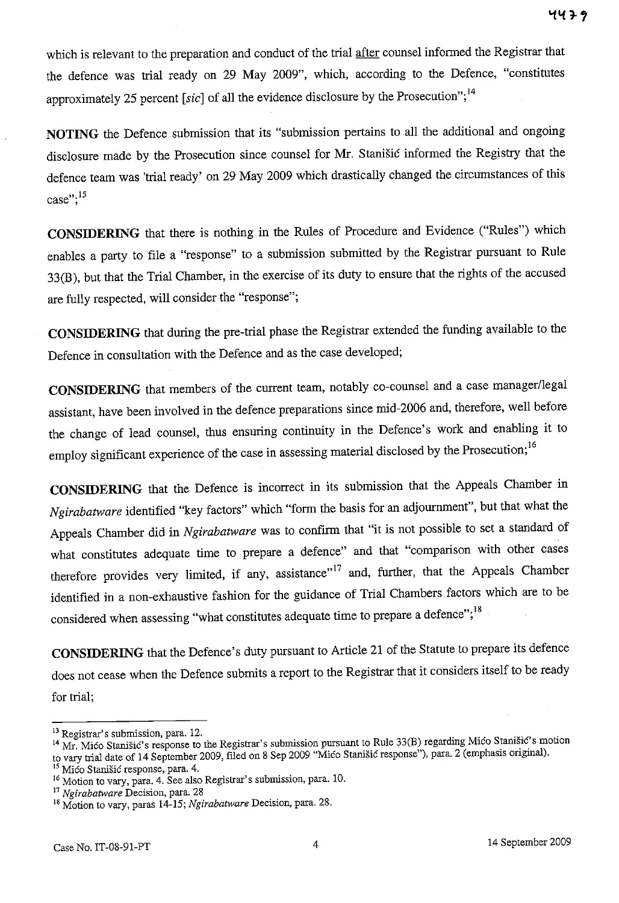which is relevant to the preparation and conduct of the trial <u>after</u> counsel informed the Registrar that the defence was trial ready on 29 May 2009", which, according to the Defence, "constitutes approximately 25 percent [*sic*] of all the evidence disclosure by the Prosecution";[14]

**NOTING** the Defence submission that its "submission pertains to all the additional and ongoing disclosure made by the Prosecution since counsel for Mr. Stanišić informed the Registry that the defence team was 'trial ready' on 29 May 2009 which drastically changed the circumstances of this case";[15]

**CONSIDERING** that there is nothing in the Rules of Procedure and Evidence ("Rules") which enables a party to file a "response" to a submission submitted by the Registrar pursuant to Rule 33(B), but that the Trial Chamber, in the exercise of its duty to ensure that the rights of the accused are fully respected, will consider the "response";

**CONSIDERING** that during the pre-trial phase the Registrar extended the funding available to the Defence in consultation with the Defence and as the case developed;

**CONSIDERING** that members of the current team, notably co-counsel and a case manager/legal assistant, have been involved in the defence preparations since mid-2006 and, therefore, well before the change of lead counsel, thus ensuring continuity in the Defence's work and enabling it to employ significant experience of the case in assessing material disclosed by the Prosecution;[16]

**CONSIDERING** that the Defence is incorrect in its submission that the Appeals Chamber in *Ngirabatware* identified "key factors" which "form the basis for an adjournment", but that what the Appeals Chamber did in *Ngirabatware* was to confirm that "it is not possible to set a standard of what constitutes adequate time to prepare a defence" and that "comparison with other cases therefore provides very limited, if any, assistance"[17] and, further, that the Appeals Chamber identified in a non-exhaustive fashion for the guidance of Trial Chambers factors which are to be considered when assessing "what constitutes adequate time to prepare a defence";[18]

**CONSIDERING** that the Defence's duty pursuant to Article 21 of the Statute to prepare its defence does not cease when the Defence submits a report to the Registrar that it considers itself to be ready for trial;

---

[13] Registrar's submission, para. 12.

[14] Mr. Mićo Stanišić's response to the Registrar's submission pursuant to Rule 33(B) regarding Mićo Stanišić's motion to vary trial date of 14 September 2009, filed on 8 Sep 2009 "Mićo Stanišić response"), para. 2 (emphasis original).

[15] Mićo Stanišić response, para. 4.

[16] Motion to vary, para. 4. See also Registrar's submission, para. 10.

[17] *Ngirabatware* Decision, para. 28

[18] Motion to vary, paras 14-15; *Ngirabatware* Decision, para. 28.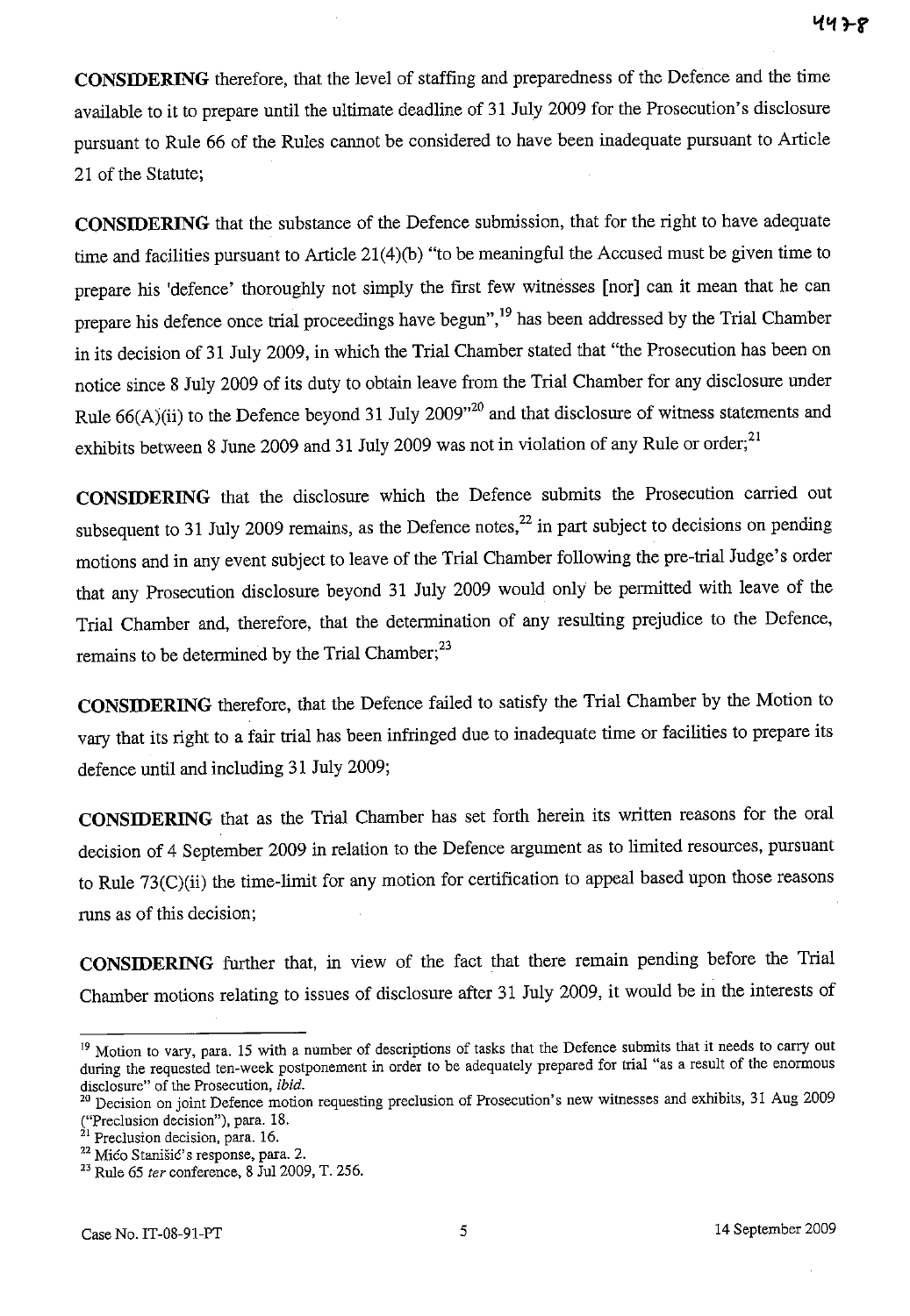**CONSIDERING** therefore, that the level of staffing and preparedness of the Defence and the time available to it to prepare until the ultimate deadline of 31 July 2009 for the Prosecution's disclosure pursuant to Rule 66 of the Rules cannot be considered to have been inadequate pursuant to Article 21 of the Statute;

**CONSIDERING** that the substance of the Defence submission, that for the right to have adequate time and facilities pursuant to Article 21(4)(b) "to be meaningful the Accused must be given time to prepare his 'defence' thoroughly not simply the first few witnesses [nor] can it mean that he can prepare his defence once trial proceedings have begun",[19] has been addressed by the Trial Chamber in its decision of 31 July 2009, in which the Trial Chamber stated that "the Prosecution has been on notice since 8 July 2009 of its duty to obtain leave from the Trial Chamber for any disclosure under Rule 66(A)(ii) to the Defence beyond 31 July 2009"[20] and that disclosure of witness statements and exhibits between 8 June 2009 and 31 July 2009 was not in violation of any Rule or order;[21]

**CONSIDERING** that the disclosure which the Defence submits the Prosecution carried out subsequent to 31 July 2009 remains, as the Defence notes,[22] in part subject to decisions on pending motions and in any event subject to leave of the Trial Chamber following the pre-trial Judge's order that any Prosecution disclosure beyond 31 July 2009 would only be permitted with leave of the Trial Chamber and, therefore, that the determination of any resulting prejudice to the Defence, remains to be determined by the Trial Chamber;[23]

**CONSIDERING** therefore, that the Defence failed to satisfy the Trial Chamber by the Motion to vary that its right to a fair trial has been infringed due to inadequate time or facilities to prepare its defence until and including 31 July 2009;

**CONSIDERING** that as the Trial Chamber has set forth herein its written reasons for the oral decision of 4 September 2009 in relation to the Defence argument as to limited resources, pursuant to Rule 73(C)(ii) the time-limit for any motion for certification to appeal based upon those reasons runs as of this decision;

**CONSIDERING** further that, in view of the fact that there remain pending before the Trial Chamber motions relating to issues of disclosure after 31 July 2009, it would be in the interests of

---

[19] Motion to vary, para. 15 with a number of descriptions of tasks that the Defence submits that it needs to carry out during the requested ten-week postponement in order to be adequately prepared for trial "as a result of the enormous disclosure" of the Prosecution, *ibid*.

[20] Decision on joint Defence motion requesting preclusion of Prosecution's new witnesses and exhibits, 31 Aug 2009 ("Preclusion decision"), para. 18.

[21] Preclusion decision, para. 16.

[22] Mićo Stanišić's response, para. 2.

[23] Rule 65 *ter* conference, 8 Jul 2009, T. 256.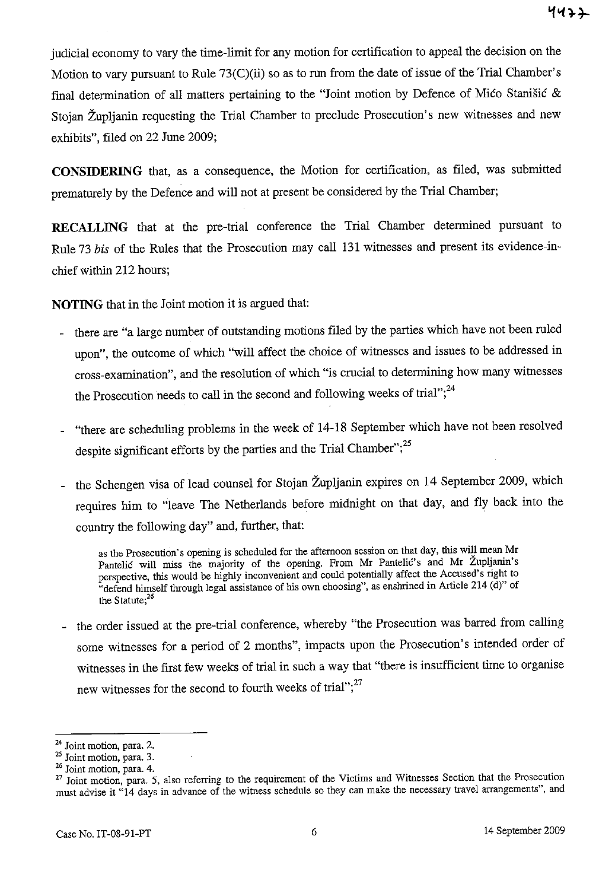judicial economy to vary the time-limit for any motion for certification to appeal the decision on the Motion to vary pursuant to Rule 73(C)(ii) so as to run from the date of issue of the Trial Chamber's final determination of all matters pertaining to the "Joint motion by Defence of Mićo Stanišić & Stojan Župljanin requesting the Trial Chamber to preclude Prosecution's new witnesses and new exhibits", filed on 22 June 2009;

**CONSIDERING** that, as a consequence, the Motion for certification, as filed, was submitted prematurely by the Defence and will not at present be considered by the Trial Chamber;

**RECALLING** that at the pre-trial conference the Trial Chamber determined pursuant to Rule 73 *bis* of the Rules that the Prosecution may call 131 witnesses and present its evidence-in-chief within 212 hours;

**NOTING** that in the Joint motion it is argued that:

- there are "a large number of outstanding motions filed by the parties which have not been ruled upon", the outcome of which "will affect the choice of witnesses and issues to be addressed in cross-examination", and the resolution of which "is crucial to determining how many witnesses the Prosecution needs to call in the second and following weeks of trial";[24]

- "there are scheduling problems in the week of 14-18 September which have not been resolved despite significant efforts by the parties and the Trial Chamber";[25]

- the Schengen visa of lead counsel for Stojan Župljanin expires on 14 September 2009, which requires him to "leave The Netherlands before midnight on that day, and fly back into the country the following day" and, further, that:

  > as the Prosecution's opening is scheduled for the afternoon session on that day, this will mean Mr Pantelić will miss the majority of the opening. From Mr Pantelić's and Mr Župljanin's perspective, this would be highly inconvenient and could potentially affect the Accused's right to "defend himself through legal assistance of his own choosing", as enshrined in Article 214 (d)" of the Statute;[26]

- the order issued at the pre-trial conference, whereby "the Prosecution was barred from calling some witnesses for a period of 2 months", impacts upon the Prosecution's intended order of witnesses in the first few weeks of trial in such a way that "there is insufficient time to organise new witnesses for the second to fourth weeks of trial";[27]

---

[24] Joint motion, para. 2.

[25] Joint motion, para. 3.

[26] Joint motion, para. 4.

[27] Joint motion, para. 5, also referring to the requirement of the Victims and Witnesses Section that the Prosecution must advise it "14 days in advance of the witness schedule so they can make the necessary travel arrangements", and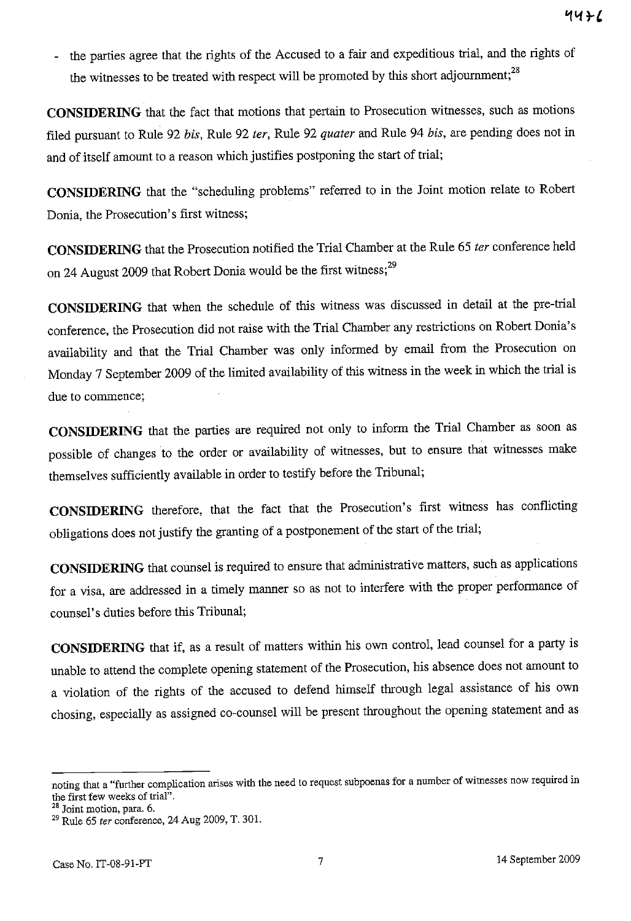- the parties agree that the rights of the Accused to a fair and expeditious trial, and the rights of the witnesses to be treated with respect will be promoted by this short adjournment;[28]

**CONSIDERING** that the fact that motions that pertain to Prosecution witnesses, such as motions filed pursuant to Rule 92 *bis*, Rule 92 *ter*, Rule 92 *quater* and Rule 94 *bis*, are pending does not in and of itself amount to a reason which justifies postponing the start of trial;

**CONSIDERING** that the "scheduling problems" referred to in the Joint motion relate to Robert Donia, the Prosecution's first witness;

**CONSIDERING** that the Prosecution notified the Trial Chamber at the Rule 65 *ter* conference held on 24 August 2009 that Robert Donia would be the first witness;[29]

**CONSIDERING** that when the schedule of this witness was discussed in detail at the pre-trial conference, the Prosecution did not raise with the Trial Chamber any restrictions on Robert Donia's availability and that the Trial Chamber was only informed by email from the Prosecution on Monday 7 September 2009 of the limited availability of this witness in the week in which the trial is due to commence;

**CONSIDERING** that the parties are required not only to inform the Trial Chamber as soon as possible of changes to the order or availability of witnesses, but to ensure that witnesses make themselves sufficiently available in order to testify before the Tribunal;

**CONSIDERING** therefore, that the fact that the Prosecution's first witness has conflicting obligations does not justify the granting of a postponement of the start of the trial;

**CONSIDERING** that counsel is required to ensure that administrative matters, such as applications for a visa, are addressed in a timely manner so as not to interfere with the proper performance of counsel's duties before this Tribunal;

**CONSIDERING** that if, as a result of matters within his own control, lead counsel for a party is unable to attend the complete opening statement of the Prosecution, his absence does not amount to a violation of the rights of the accused to defend himself through legal assistance of his own chosing, especially as assigned co-counsel will be present throughout the opening statement and as

---

noting that a "further complication arises with the need to request subpoenas for a number of witnesses now required in the first few weeks of trial".

[28] Joint motion, para. 6.

[29] Rule 65 *ter* conference, 24 Aug 2009, T. 301.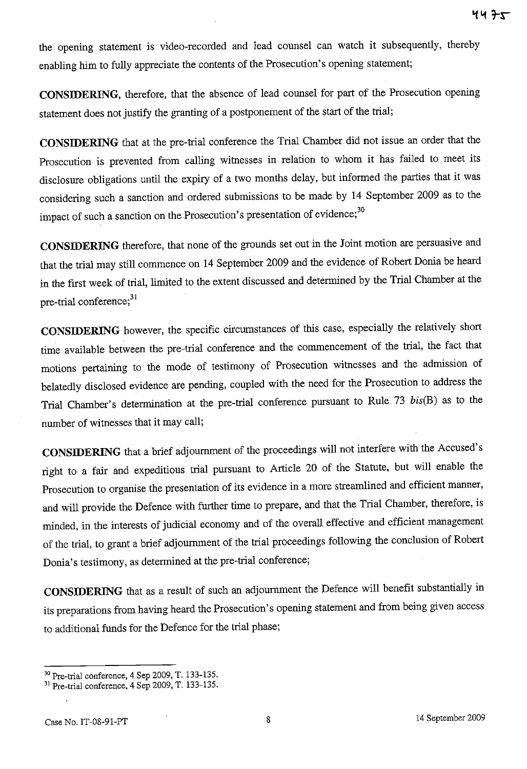the opening statement is video-recorded and lead counsel can watch it subsequently, thereby enabling him to fully appreciate the contents of the Prosecution's opening statement;

**CONSIDERING**, therefore, that the absence of lead counsel for part of the Prosecution opening statement does not justify the granting of a postponement of the start of the trial;

**CONSIDERING** that at the pre-trial conference the Trial Chamber did not issue an order that the Prosecution is prevented from calling witnesses in relation to whom it has failed to meet its disclosure obligations until the expiry of a two months delay, but informed the parties that it was considering such a sanction and ordered submissions to be made by 14 September 2009 as to the impact of such a sanction on the Prosecution's presentation of evidence;[30]

**CONSIDERING** therefore, that none of the grounds set out in the Joint motion are persuasive and that the trial may still commence on 14 September 2009 and the evidence of Robert Donia be heard in the first week of trial, limited to the extent discussed and determined by the Trial Chamber at the pre-trial conference;[31]

**CONSIDERING** however, the specific circumstances of this case, especially the relatively short time available between the pre-trial conference and the commencement of the trial, the fact that motions pertaining to the mode of testimony of Prosecution witnesses and the admission of belatedly disclosed evidence are pending, coupled with the need for the Prosecution to address the Trial Chamber's determination at the pre-trial conference pursuant to Rule 73 *bis*(B) as to the number of witnesses that it may call;

**CONSIDERING** that a brief adjournment of the proceedings will not interfere with the Accused's right to a fair and expeditious trial pursuant to Article 20 of the Statute, but will enable the Prosecution to organise the presentation of its evidence in a more streamlined and efficient manner, and will provide the Defence with further time to prepare, and that the Trial Chamber, therefore, is minded, in the interests of judicial economy and of the overall effective and efficient management of the trial, to grant a brief adjournment of the trial proceedings following the conclusion of Robert Donia's testimony, as determined at the pre-trial conference;

**CONSIDERING** that as a result of such an adjournment the Defence will benefit substantially in its preparations from having heard the Prosecution's opening statement and from being given access to additional funds for the Defence for the trial phase;

---

[30] Pre-trial conference, 4 Sep 2009, T. 133-135.

[31] Pre-trial conference, 4 Sep 2009, T. 133-135.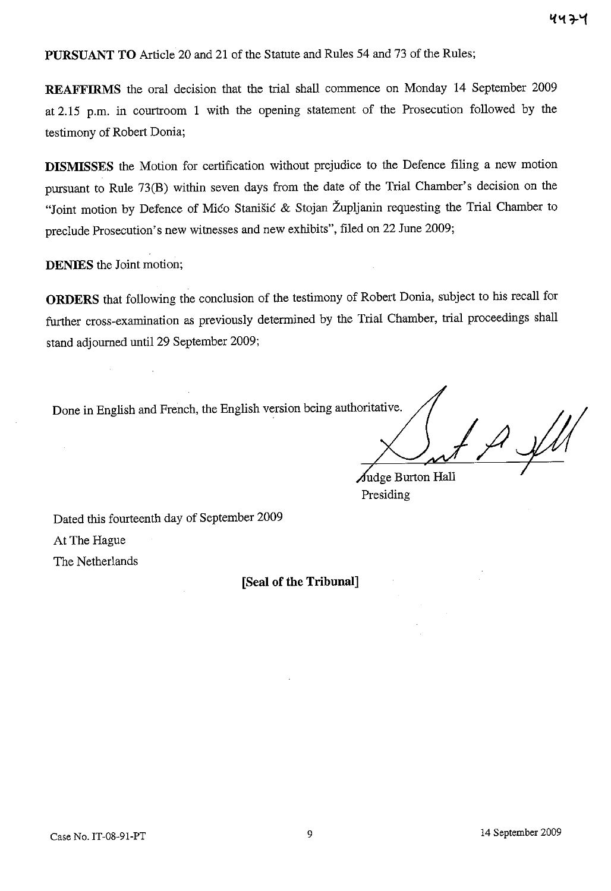**PURSUANT TO** Article 20 and 21 of the Statute and Rules 54 and 73 of the Rules;

**REAFFIRMS** the oral decision that the trial shall commence on Monday 14 September 2009 at 2.15 p.m. in courtroom 1 with the opening statement of the Prosecution followed by the testimony of Robert Donia;

**DISMISSES** the Motion for certification without prejudice to the Defence filing a new motion pursuant to Rule 73(B) within seven days from the date of the Trial Chamber's decision on the "Joint motion by Defence of Mićo Stanišić & Stojan Župljanin requesting the Trial Chamber to preclude Prosecution's new witnesses and new exhibits", filed on 22 June 2009;

**DENIES** the Joint motion;

**ORDERS** that following the conclusion of the testimony of Robert Donia, subject to his recall for further cross-examination as previously determined by the Trial Chamber, trial proceedings shall stand adjourned until 29 September 2009;

Done in English and French, the English version being authoritative.

Judge Burton Hall
Presiding

Dated this fourteenth day of September 2009
At The Hague
The Netherlands

**[Seal of the Tribunal]**